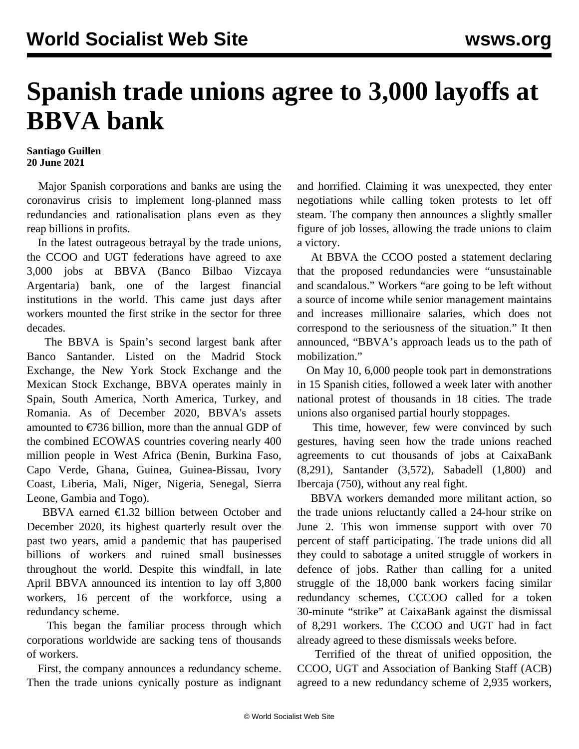# Spanish trade unions agree to 3,000 layoffs at BBVA bank

**Santiago Guillen**
**20 June 2021**

Major Spanish corporations and banks are using the coronavirus crisis to implement long-planned mass redundancies and rationalisation plans even as they reap billions in profits.

In the latest outrageous betrayal by the trade unions, the CCOO and UGT federations have agreed to axe 3,000 jobs at BBVA (Banco Bilbao Vizcaya Argentaria) bank, one of the largest financial institutions in the world. This came just days after workers mounted the first strike in the sector for three decades.

The BBVA is Spain's second largest bank after Banco Santander. Listed on the Madrid Stock Exchange, the New York Stock Exchange and the Mexican Stock Exchange, BBVA operates mainly in Spain, South America, North America, Turkey, and Romania. As of December 2020, BBVA's assets amounted to €736 billion, more than the annual GDP of the combined ECOWAS countries covering nearly 400 million people in West Africa (Benin, Burkina Faso, Capo Verde, Ghana, Guinea, Guinea-Bissau, Ivory Coast, Liberia, Mali, Niger, Nigeria, Senegal, Sierra Leone, Gambia and Togo).

BBVA earned €1.32 billion between October and December 2020, its highest quarterly result over the past two years, amid a pandemic that has pauperised billions of workers and ruined small businesses throughout the world. Despite this windfall, in late April BBVA announced its intention to lay off 3,800 workers, 16 percent of the workforce, using a redundancy scheme.

This began the familiar process through which corporations worldwide are sacking tens of thousands of workers.

First, the company announces a redundancy scheme. Then the trade unions cynically posture as indignant and horrified. Claiming it was unexpected, they enter negotiations while calling token protests to let off steam. The company then announces a slightly smaller figure of job losses, allowing the trade unions to claim a victory.

At BBVA the CCOO posted a statement declaring that the proposed redundancies were "unsustainable and scandalous." Workers "are going to be left without a source of income while senior management maintains and increases millionaire salaries, which does not correspond to the seriousness of the situation." It then announced, "BBVA's approach leads us to the path of mobilization."

On May 10, 6,000 people took part in demonstrations in 15 Spanish cities, followed a week later with another national protest of thousands in 18 cities. The trade unions also organised partial hourly stoppages.

This time, however, few were convinced by such gestures, having seen how the trade unions reached agreements to cut thousands of jobs at CaixaBank (8,291), Santander (3,572), Sabadell (1,800) and Ibercaja (750), without any real fight.

BBVA workers demanded more militant action, so the trade unions reluctantly called a 24-hour strike on June 2. This won immense support with over 70 percent of staff participating. The trade unions did all they could to sabotage a united struggle of workers in defence of jobs. Rather than calling for a united struggle of the 18,000 bank workers facing similar redundancy schemes, CCCOO called for a token 30-minute "strike" at CaixaBank against the dismissal of 8,291 workers. The CCOO and UGT had in fact already agreed to these dismissals weeks before.

Terrified of the threat of unified opposition, the CCOO, UGT and Association of Banking Staff (ACB) agreed to a new redundancy scheme of 2,935 workers,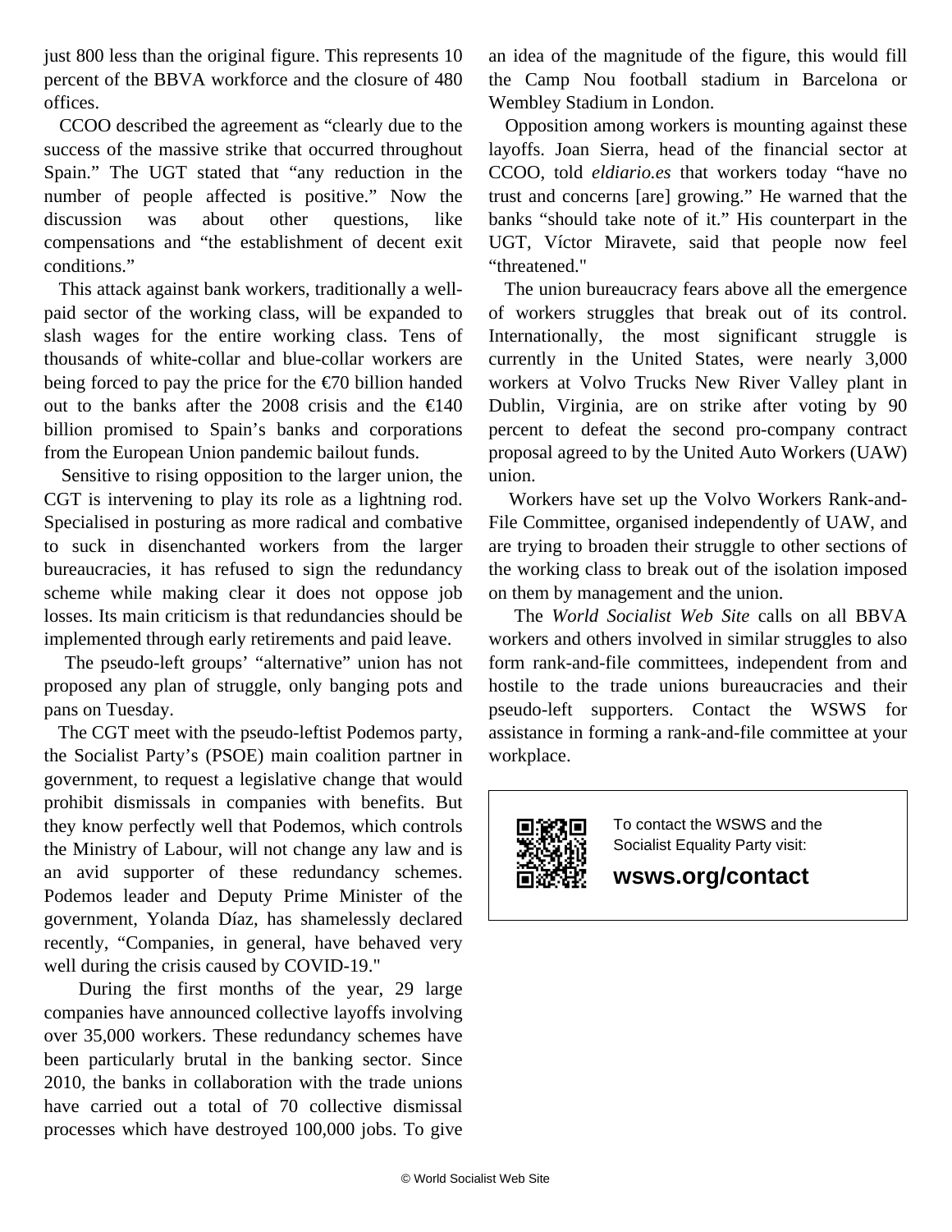just 800 less than the original figure. This represents 10 percent of the BBVA workforce and the closure of 480 offices.

CCOO described the agreement as "clearly due to the success of the massive strike that occurred throughout Spain." The UGT stated that "any reduction in the number of people affected is positive." Now the discussion was about other questions, like compensations and "the establishment of decent exit conditions."

This attack against bank workers, traditionally a well-paid sector of the working class, will be expanded to slash wages for the entire working class. Tens of thousands of white-collar and blue-collar workers are being forced to pay the price for the €70 billion handed out to the banks after the 2008 crisis and the €140 billion promised to Spain's banks and corporations from the European Union pandemic bailout funds.

Sensitive to rising opposition to the larger union, the CGT is intervening to play its role as a lightning rod. Specialised in posturing as more radical and combative to suck in disenchanted workers from the larger bureaucracies, it has refused to sign the redundancy scheme while making clear it does not oppose job losses. Its main criticism is that redundancies should be implemented through early retirements and paid leave.

The pseudo-left groups' "alternative" union has not proposed any plan of struggle, only banging pots and pans on Tuesday.

The CGT meet with the pseudo-leftist Podemos party, the Socialist Party's (PSOE) main coalition partner in government, to request a legislative change that would prohibit dismissals in companies with benefits. But they know perfectly well that Podemos, which controls the Ministry of Labour, will not change any law and is an avid supporter of these redundancy schemes. Podemos leader and Deputy Prime Minister of the government, Yolanda Díaz, has shamelessly declared recently, "Companies, in general, have behaved very well during the crisis caused by COVID-19."

During the first months of the year, 29 large companies have announced collective layoffs involving over 35,000 workers. These redundancy schemes have been particularly brutal in the banking sector. Since 2010, the banks in collaboration with the trade unions have carried out a total of 70 collective dismissal processes which have destroyed 100,000 jobs. To give an idea of the magnitude of the figure, this would fill the Camp Nou football stadium in Barcelona or Wembley Stadium in London.

Opposition among workers is mounting against these layoffs. Joan Sierra, head of the financial sector at CCOO, told *eldiario.es* that workers today "have no trust and concerns [are] growing." He warned that the banks "should take note of it." His counterpart in the UGT, Víctor Miravete, said that people now feel "threatened."

The union bureaucracy fears above all the emergence of workers struggles that break out of its control. Internationally, the most significant struggle is currently in the United States, were nearly 3,000 workers at Volvo Trucks New River Valley plant in Dublin, Virginia, are on strike after voting by 90 percent to defeat the second pro-company contract proposal agreed to by the United Auto Workers (UAW) union.

Workers have set up the Volvo Workers Rank-and-File Committee, organised independently of UAW, and are trying to broaden their struggle to other sections of the working class to break out of the isolation imposed on them by management and the union.

The *World Socialist Web Site* calls on all BBVA workers and others involved in similar struggles to also form rank-and-file committees, independent from and hostile to the trade unions bureaucracies and their pseudo-left supporters. Contact the WSWS for assistance in forming a rank-and-file committee at your workplace.

To contact the WSWS and the Socialist Equality Party visit:

**wsws.org/contact**